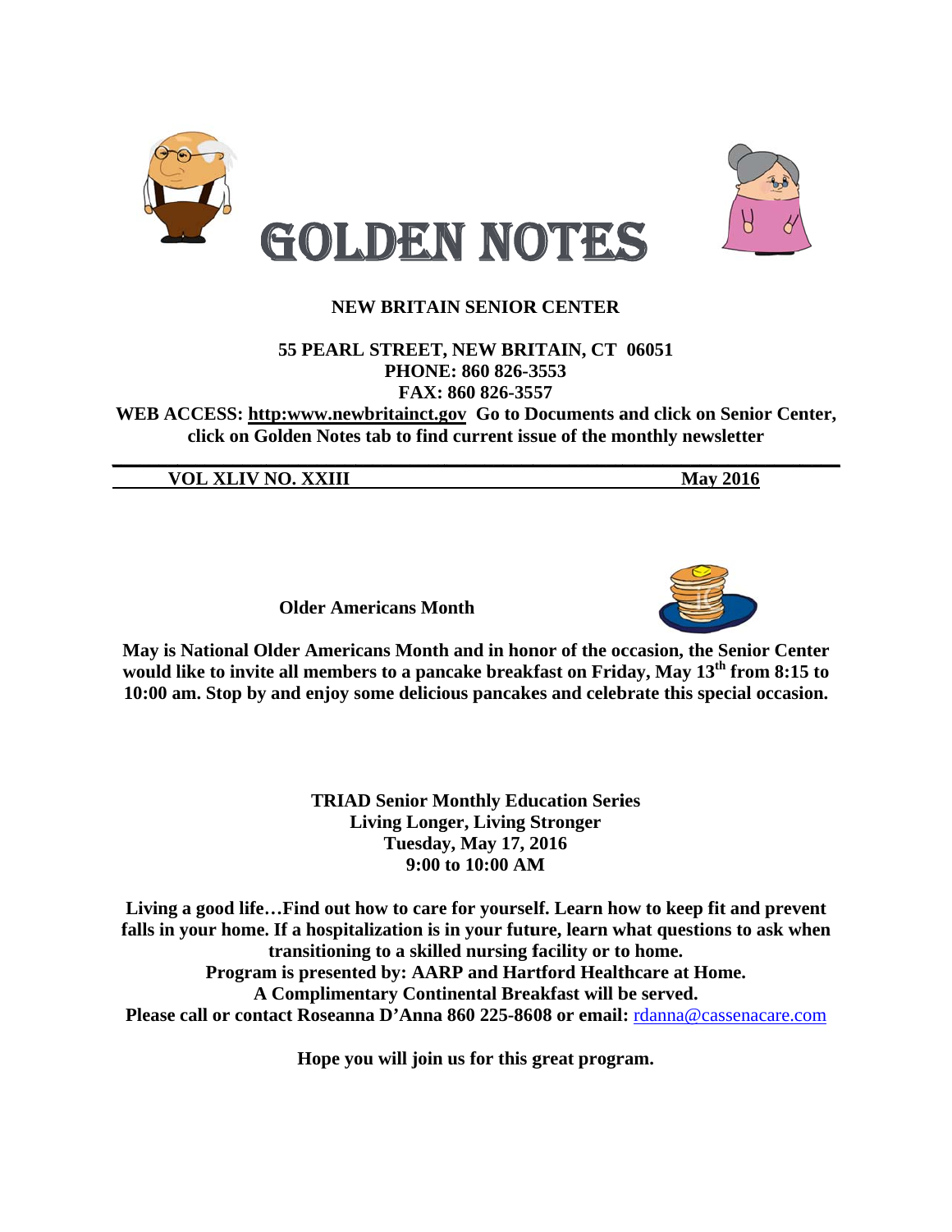# GOLDEN NOTES

**NEW BRITAIN SENIOR CENTER**

**55 PEARL STREET, NEW BRITAIN, CT 06051**
**PHONE: 860 826-3553**
**FAX: 860 826-3557**
**WEB ACCESS: http:www.newbritainct.gov Go to Documents and click on Senior Center, click on Golden Notes tab to find current issue of the monthly newsletter**

---

**VOL XLIV NO. XXIII** **May 2016**

## Older Americans Month

**May is National Older Americans Month and in honor of the occasion, the Senior Center would like to invite all members to a pancake breakfast on Friday, May 13th from 8:15 to 10:00 am. Stop by and enjoy some delicious pancakes and celebrate this special occasion.**

## TRIAD Senior Monthly Education Series

**Living Longer, Living Stronger**
**Tuesday, May 17, 2016**
**9:00 to 10:00 AM**

**Living a good life…Find out how to care for yourself. Learn how to keep fit and prevent falls in your home. If a hospitalization is in your future, learn what questions to ask when transitioning to a skilled nursing facility or to home.**
**Program is presented by: AARP and Hartford Healthcare at Home.**
**A Complimentary Continental Breakfast will be served.**
**Please call or contact Roseanna D'Anna 860 225-8608 or email:** rdanna@cassenacare.com

**Hope you will join us for this great program.**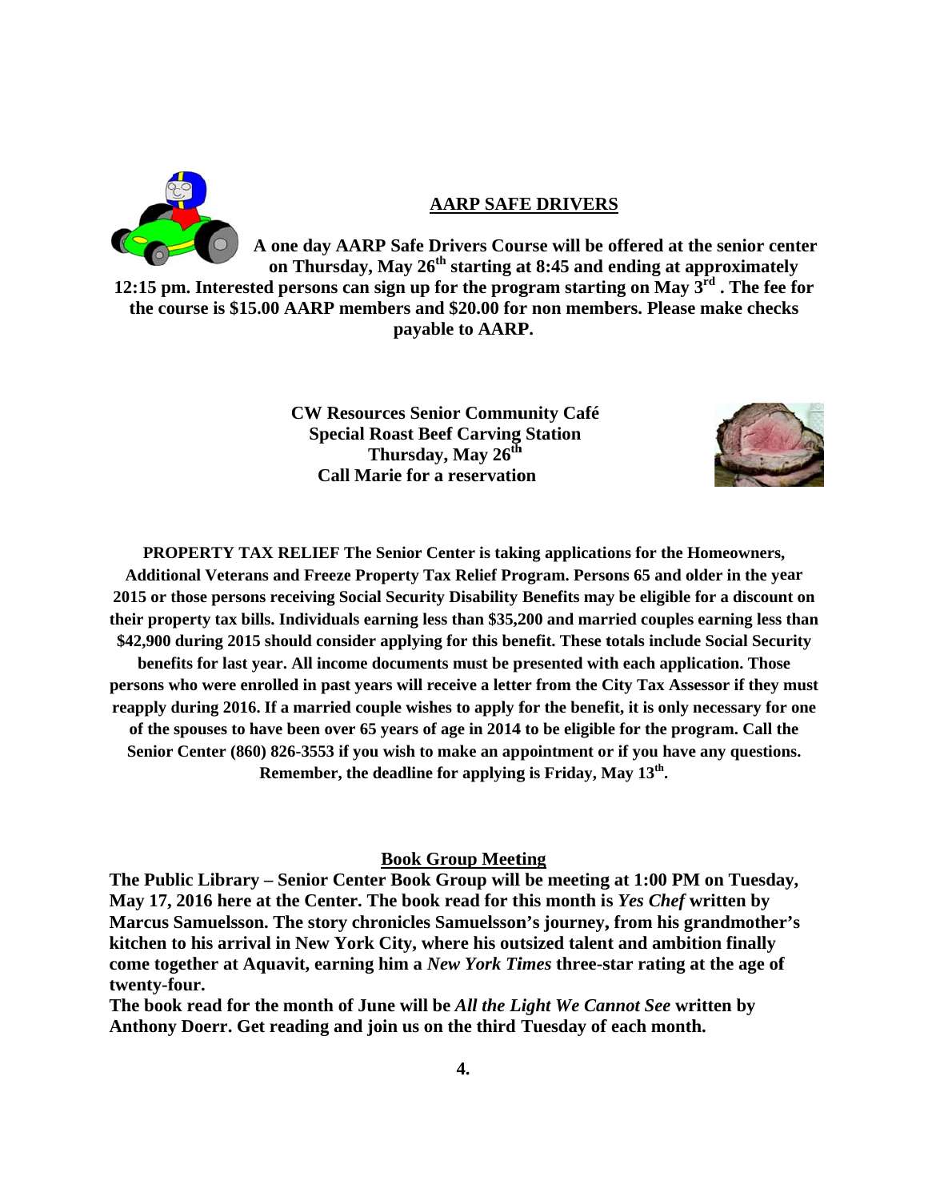## AARP SAFE DRIVERS

**A one day AARP Safe Drivers Course will be offered at the senior center on Thursday, May 26th starting at 8:45 and ending at approximately 12:15 pm. Interested persons can sign up for the program starting on May 3rd . The fee for the course is $15.00 AARP members and $20.00 for non members. Please make checks payable to AARP.**

**CW Resources Senior Community Café**
**Special Roast Beef Carving Station**
**Thursday, May 26th**
**Call Marie for a reservation**

**PROPERTY TAX RELIEF The Senior Center is taking applications for the Homeowners, Additional Veterans and Freeze Property Tax Relief Program. Persons 65 and older in the year 2015 or those persons receiving Social Security Disability Benefits may be eligible for a discount on their property tax bills. Individuals earning less than $35,200 and married couples earning less than $42,900 during 2015 should consider applying for this benefit. These totals include Social Security benefits for last year. All income documents must be presented with each application. Those persons who were enrolled in past years will receive a letter from the City Tax Assessor if they must reapply during 2016. If a married couple wishes to apply for the benefit, it is only necessary for one of the spouses to have been over 65 years of age in 2014 to be eligible for the program. Call the Senior Center (860) 826-3553 if you wish to make an appointment or if you have any questions. Remember, the deadline for applying is Friday, May 13th.**

## Book Group Meeting

**The Public Library – Senior Center Book Group will be meeting at 1:00 PM on Tuesday, May 17, 2016 here at the Center. The book read for this month is *Yes Chef* written by Marcus Samuelsson. The story chronicles Samuelsson's journey, from his grandmother's kitchen to his arrival in New York City, where his outsized talent and ambition finally come together at Aquavit, earning him a *New York Times* three-star rating at the age of twenty-four.**

**The book read for the month of June will be *All the Light We Cannot See* written by Anthony Doerr. Get reading and join us on the third Tuesday of each month.**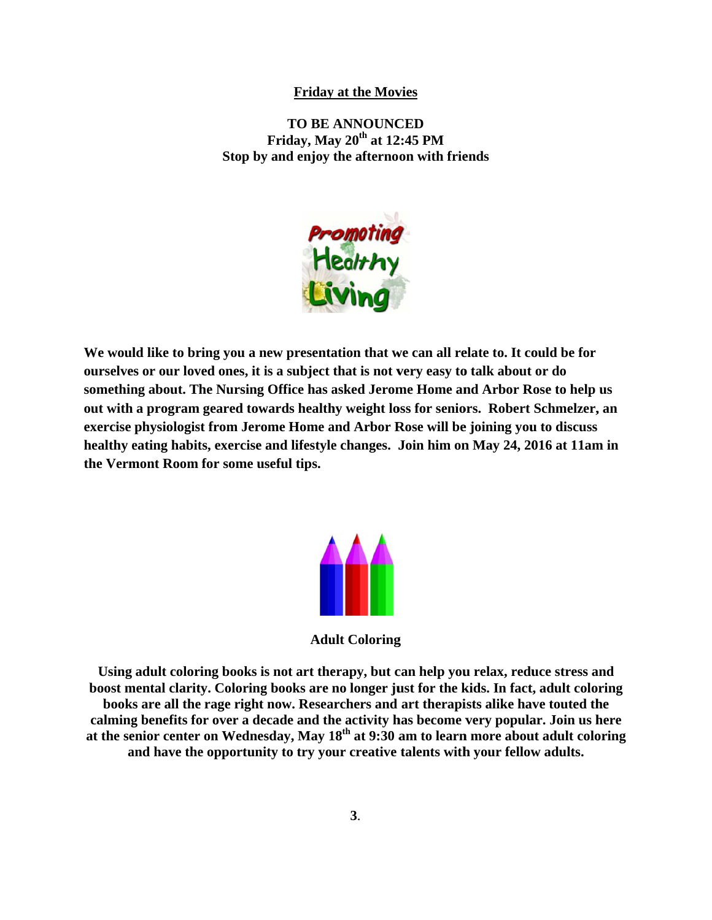**Friday at the Movies**

**TO BE ANNOUNCED**
**Friday, May 20th at 12:45 PM**
**Stop by and enjoy the afternoon with friends**

**We would like to bring you a new presentation that we can all relate to. It could be for ourselves or our loved ones, it is a subject that is not very easy to talk about or do something about. The Nursing Office has asked Jerome Home and Arbor Rose to help us out with a program geared towards healthy weight loss for seniors. Robert Schmelzer, an exercise physiologist from Jerome Home and Arbor Rose will be joining you to discuss healthy eating habits, exercise and lifestyle changes. Join him on May 24, 2016 at 11am in the Vermont Room for some useful tips.**

**Adult Coloring**

**Using adult coloring books is not art therapy, but can help you relax, reduce stress and boost mental clarity. Coloring books are no longer just for the kids. In fact, adult coloring books are all the rage right now. Researchers and art therapists alike have touted the calming benefits for over a decade and the activity has become very popular. Join us here at the senior center on Wednesday, May 18th at 9:30 am to learn more about adult coloring and have the opportunity to try your creative talents with your fellow adults.**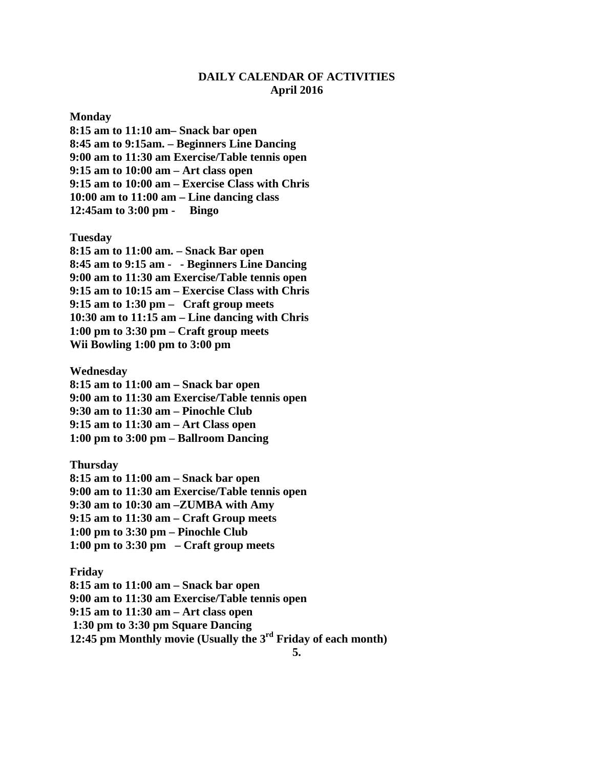**DAILY CALENDAR OF ACTIVITIES**
**April 2016**

**Monday**
**8:15 am to 11:10 am– Snack bar open**
**8:45 am to 9:15am. – Beginners Line Dancing**
**9:00 am to 11:30 am Exercise/Table tennis open**
**9:15 am to 10:00 am – Art class open**
**9:15 am to 10:00 am – Exercise Class with Chris**
**10:00 am to 11:00 am – Line dancing class**
**12:45am to 3:00 pm - Bingo**

**Tuesday**
**8:15 am to 11:00 am. – Snack Bar open**
**8:45 am to 9:15 am - - Beginners Line Dancing**
**9:00 am to 11:30 am Exercise/Table tennis open**
**9:15 am to 10:15 am – Exercise Class with Chris**
**9:15 am to 1:30 pm – Craft group meets**
**10:30 am to 11:15 am – Line dancing with Chris**
**1:00 pm to 3:30 pm – Craft group meets**
**Wii Bowling 1:00 pm to 3:00 pm**

**Wednesday**
**8:15 am to 11:00 am – Snack bar open**
**9:00 am to 11:30 am Exercise/Table tennis open**
**9:30 am to 11:30 am – Pinochle Club**
**9:15 am to 11:30 am – Art Class open**
**1:00 pm to 3:00 pm – Ballroom Dancing**

**Thursday**
**8:15 am to 11:00 am – Snack bar open**
**9:00 am to 11:30 am Exercise/Table tennis open**
**9:30 am to 10:30 am –ZUMBA with Amy**
**9:15 am to 11:30 am – Craft Group meets**
**1:00 pm to 3:30 pm – Pinochle Club**
**1:00 pm to 3:30 pm – Craft group meets**

**Friday**
**8:15 am to 11:00 am – Snack bar open**
**9:00 am to 11:30 am Exercise/Table tennis open**
**9:15 am to 11:30 am – Art class open**
**1:30 pm to 3:30 pm Square Dancing**
**12:45 pm Monthly movie (Usually the 3rd Friday of each month)**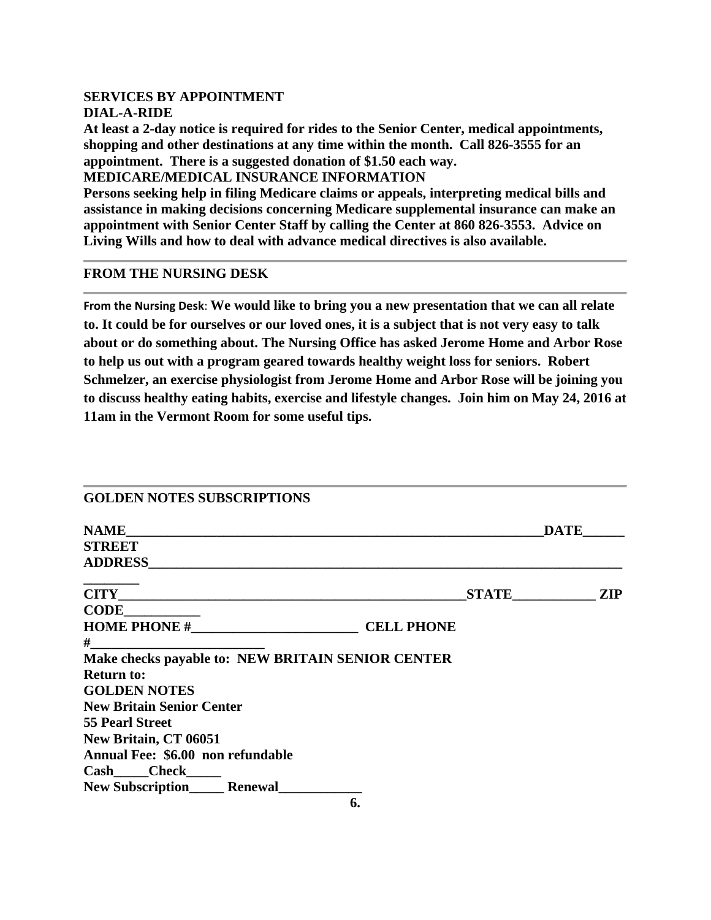**SERVICES BY APPOINTMENT**

**DIAL-A-RIDE**

**At least a 2-day notice is required for rides to the Senior Center, medical appointments, shopping and other destinations at any time within the month. Call 826-3555 for an appointment. There is a suggested donation of $1.50 each way.**

**MEDICARE/MEDICAL INSURANCE INFORMATION**

**Persons seeking help in filing Medicare claims or appeals, interpreting medical bills and assistance in making decisions concerning Medicare supplemental insurance can make an appointment with Senior Center Staff by calling the Center at 860 826-3553. Advice on Living Wills and how to deal with advance medical directives is also available.**

---

**FROM THE NURSING DESK**

---

**From the Nursing Desk**: **We would like to bring you a new presentation that we can all relate to. It could be for ourselves or our loved ones, it is a subject that is not very easy to talk about or do something about. The Nursing Office has asked Jerome Home and Arbor Rose to help us out with a program geared towards healthy weight loss for seniors. Robert Schmelzer, an exercise physiologist from Jerome Home and Arbor Rose will be joining you to discuss healthy eating habits, exercise and lifestyle changes. Join him on May 24, 2016 at 11am in the Vermont Room for some useful tips.**

---

**GOLDEN NOTES SUBSCRIPTIONS**

**NAME_______________________________________________________________DATE______**

**STREET ADDRESS__________________________________________________________________________**

**CITY___________________________________________________STATE____________ ZIP CODE___________**

**HOME PHONE #________________________ CELL PHONE #__________________________**

**Make checks payable to: NEW BRITAIN SENIOR CENTER**

**Return to:**

**GOLDEN NOTES**

**New Britain Senior Center**

**55 Pearl Street**

**New Britain, CT 06051**

**Annual Fee: $6.00 non refundable**

**Cash_____Check_____**

**New Subscription_____ Renewal____________**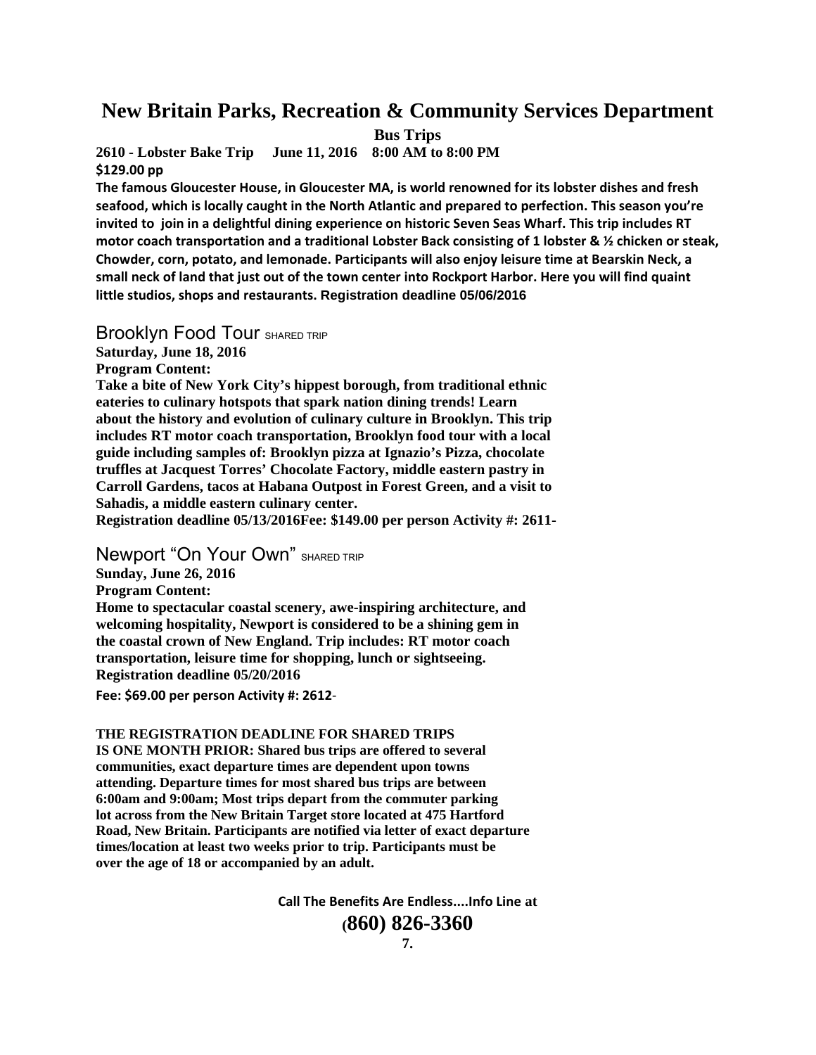# New Britain Parks, Recreation & Community Services Department

**Bus Trips**

**2610 - Lobster Bake Trip June 11, 2016 8:00 AM to 8:00 PM**
**$129.00 pp**

**The famous Gloucester House, in Gloucester MA, is world renowned for its lobster dishes and fresh seafood, which is locally caught in the North Atlantic and prepared to perfection. This season you're invited to join in a delightful dining experience on historic Seven Seas Wharf. This trip includes RT motor coach transportation and a traditional Lobster Back consisting of 1 lobster & ½ chicken or steak, Chowder, corn, potato, and lemonade. Participants will also enjoy leisure time at Bearskin Neck, a small neck of land that just out of the town center into Rockport Harbor. Here you will find quaint little studios, shops and restaurants. Registration deadline 05/06/2016**

## Brooklyn Food Tour SHARED TRIP

**Saturday, June 18, 2016**
**Program Content:**
**Take a bite of New York City's hippest borough, from traditional ethnic eateries to culinary hotspots that spark nation dining trends! Learn about the history and evolution of culinary culture in Brooklyn. This trip includes RT motor coach transportation, Brooklyn food tour with a local guide including samples of: Brooklyn pizza at Ignazio's Pizza, chocolate truffles at Jacquest Torres' Chocolate Factory, middle eastern pastry in Carroll Gardens, tacos at Habana Outpost in Forest Green, and a visit to Sahadis, a middle eastern culinary center.**
**Registration deadline 05/13/2016Fee: $149.00 per person Activity #: 2611-**

## Newport "On Your Own" SHARED TRIP

**Sunday, June 26, 2016**
**Program Content:**
**Home to spectacular coastal scenery, awe-inspiring architecture, and welcoming hospitality, Newport is considered to be a shining gem in the coastal crown of New England. Trip includes: RT motor coach transportation, leisure time for shopping, lunch or sightseeing.**
**Registration deadline 05/20/2016**

**Fee: $69.00 per person Activity #: 2612**-

**THE REGISTRATION DEADLINE FOR SHARED TRIPS IS ONE MONTH PRIOR: Shared bus trips are offered to several communities, exact departure times are dependent upon towns attending. Departure times for most shared bus trips are between 6:00am and 9:00am; Most trips depart from the commuter parking lot across from the New Britain Target store located at 475 Hartford Road, New Britain. Participants are notified via letter of exact departure times/location at least two weeks prior to trip. Participants must be over the age of 18 or accompanied by an adult.**

**Call The Benefits Are Endless....Info Line at**

**(860) 826-3360**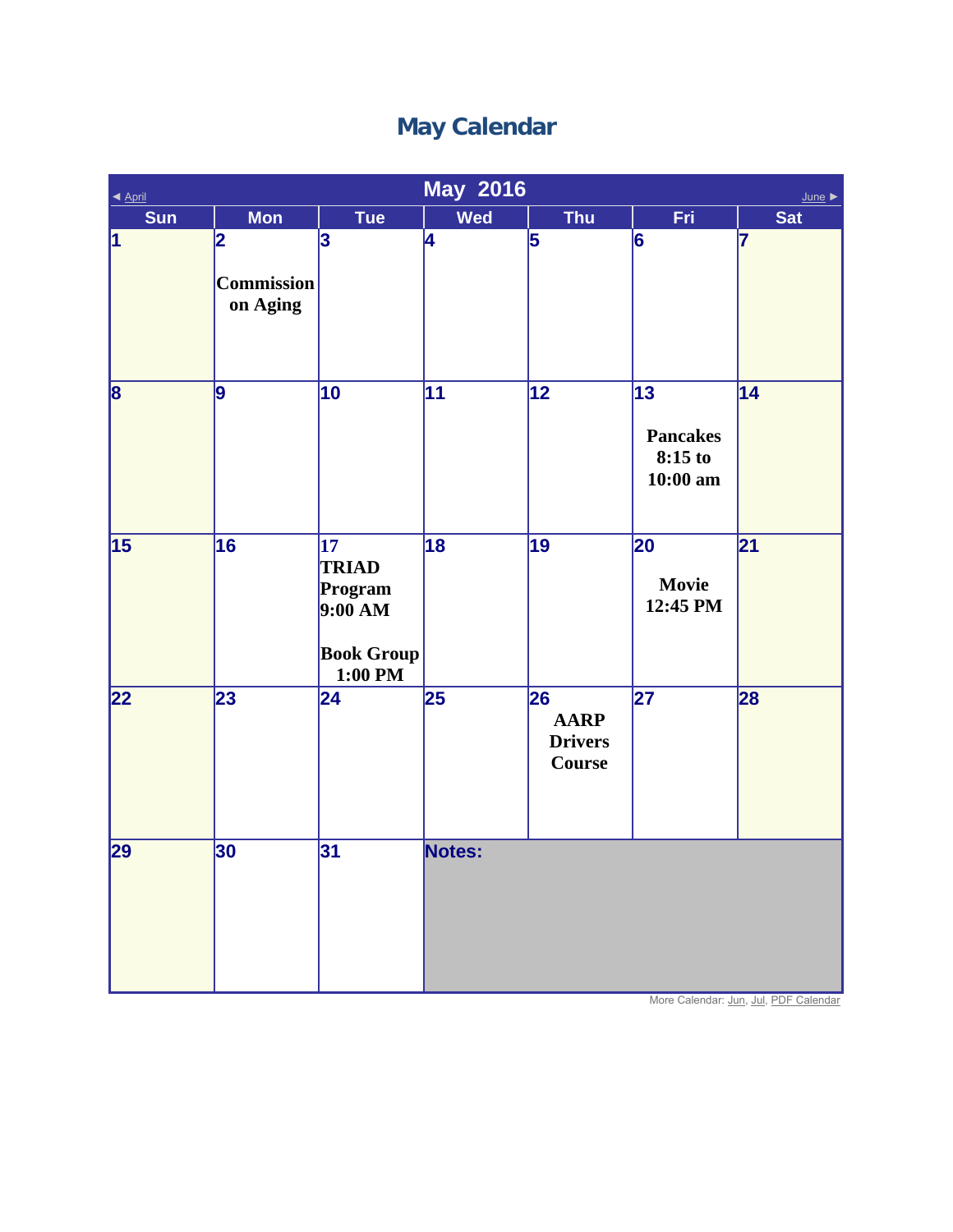# May Calendar

| ◄ April | | | May 2016 | | | June ► |
|---|---|---|---|---|---|---|
| **Sun** | **Mon** | **Tue** | **Wed** | **Thu** | **Fri** | **Sat** |
| 1 | 2<br>**Commission on Aging** | 3 | 4 | 5 | 6 | 7 |
| 8 | 9 | 10 | 11 | 12 | 13<br>**Pancakes 8:15 to 10:00 am** | 14 |
| 15 | 16 | 17<br>**TRIAD Program 9:00 AM**<br>**Book Group 1:00 PM** | 18 | 19 | 20<br>**Movie 12:45 PM** | 21 |
| 22 | 23 | 24 | 25 | 26<br>**AARP Drivers Course** | 27 | 28 |
| 29 | 30 | 31 | **Notes:** | | | |

More Calendar: Jun, Jul, PDF Calendar